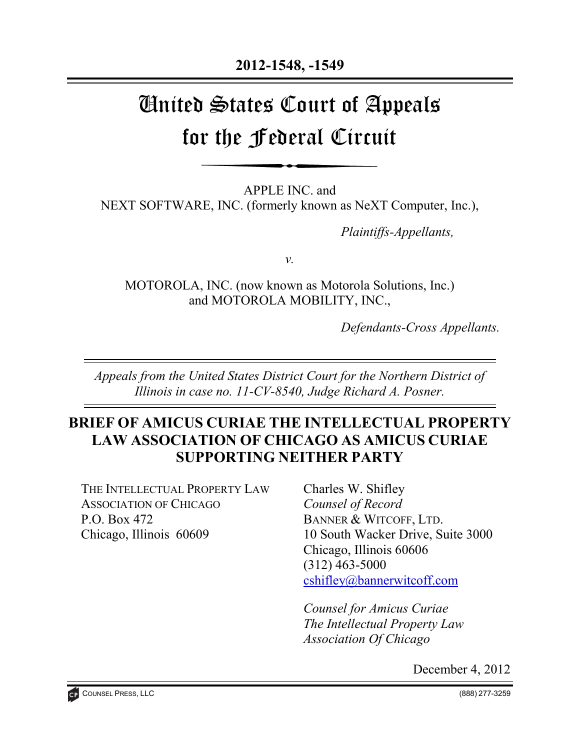**2012-1548, -1549**

# United States Court of Appeals for the Federal Circuit

APPLE INC. and
NEXT SOFTWARE, INC. (formerly known as NeXT Computer, Inc.),

*Plaintiffs-Appellants,*

*v.*

MOTOROLA, INC. (now known as Motorola Solutions, Inc.)
and MOTOROLA MOBILITY, INC.,

*Defendants-Cross Appellants.*

*Appeals from the United States District Court for the Northern District of Illinois in case no. 11-CV-8540, Judge Richard A. Posner.*

## BRIEF OF AMICUS CURIAE THE INTELLECTUAL PROPERTY LAW ASSOCIATION OF CHICAGO AS AMICUS CURIAE SUPPORTING NEITHER PARTY

THE INTELLECTUAL PROPERTY LAW ASSOCIATION OF CHICAGO
P.O. Box 472
Chicago, Illinois 60609

Charles W. Shifley
*Counsel of Record*
BANNER & WITCOFF, LTD.
10 South Wacker Drive, Suite 3000
Chicago, Illinois 60606
(312) 463-5000
cshifley@bannerwitcoff.com

*Counsel for Amicus Curiae The Intellectual Property Law Association Of Chicago*

December 4, 2012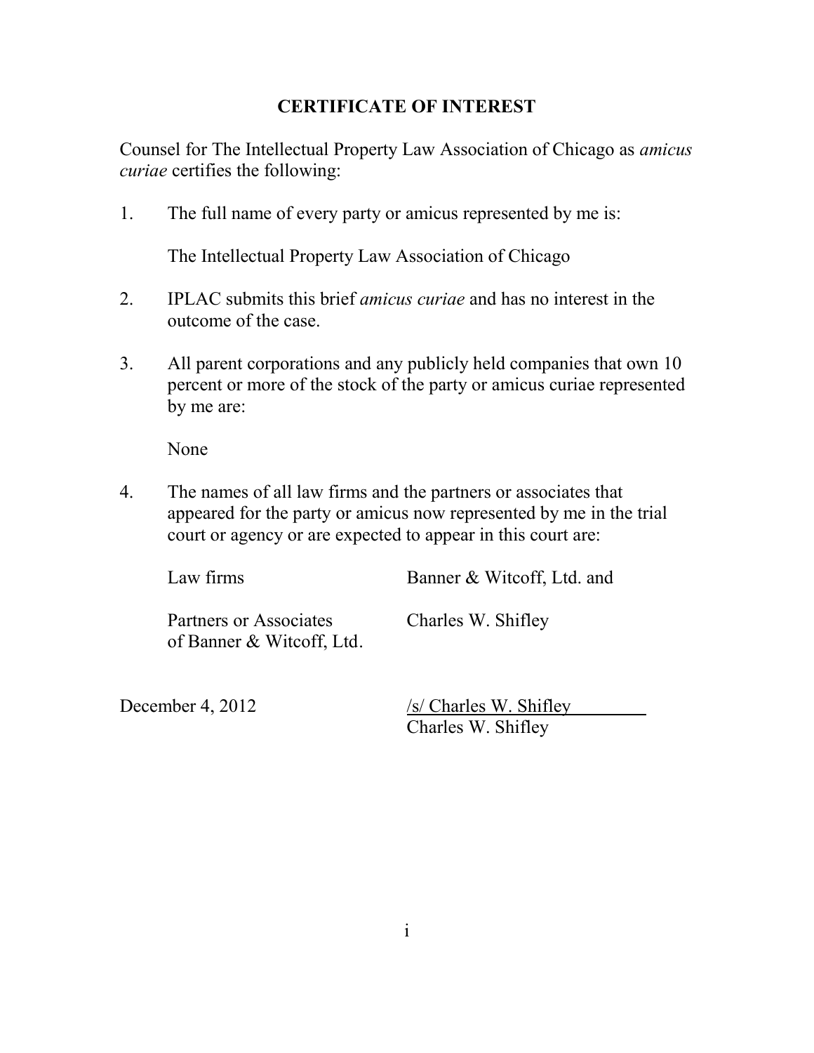# CERTIFICATE OF INTEREST

Counsel for The Intellectual Property Law Association of Chicago as *amicus curiae* certifies the following:

1. The full name of every party or amicus represented by me is:

   The Intellectual Property Law Association of Chicago

2. IPLAC submits this brief *amicus curiae* and has no interest in the outcome of the case.

3. All parent corporations and any publicly held companies that own 10 percent or more of the stock of the party or amicus curiae represented by me are:

   None

4. The names of all law firms and the partners or associates that appeared for the party or amicus now represented by me in the trial court or agency or are expected to appear in this court are:

| | |
|---|---|
| Law firms | Banner & Witcoff, Ltd. and |
| Partners or Associates of Banner & Witcoff, Ltd. | Charles W. Shifley |

December 4, 2012

/s/ Charles W. Shifley
Charles W. Shifley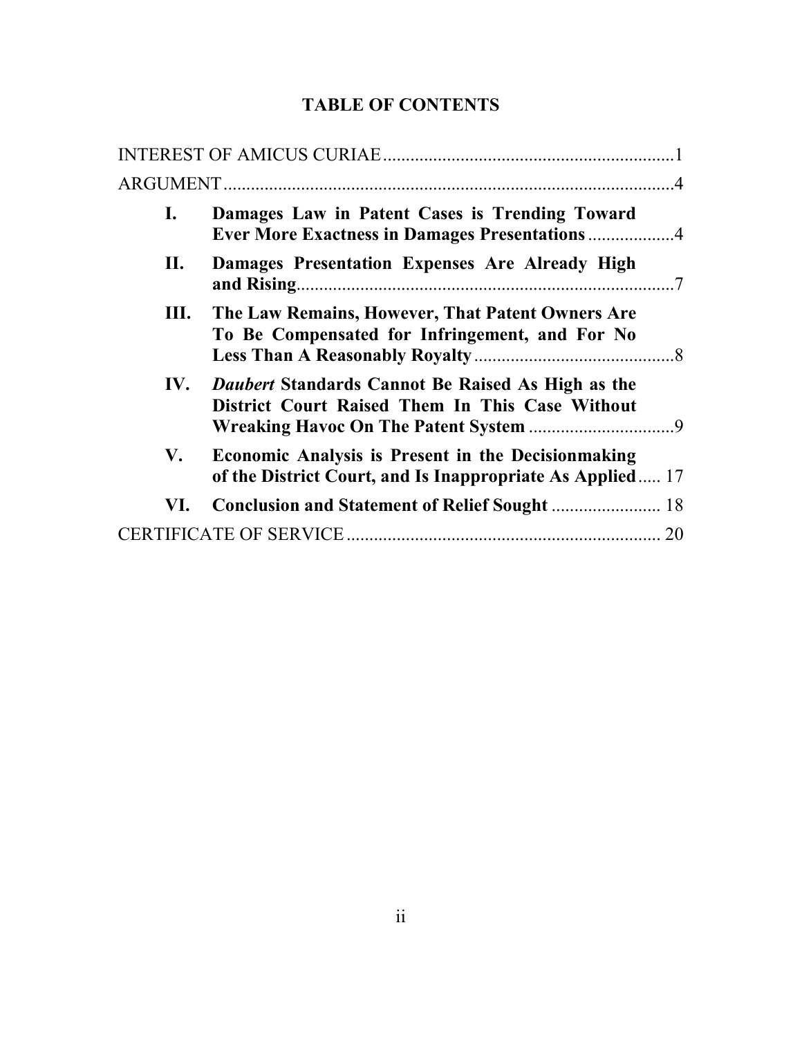# TABLE OF CONTENTS

INTEREST OF AMICUS CURIAE ........................................................................ 1

ARGUMENT ...................................................................................................... 4

- **I. Damages Law in Patent Cases is Trending Toward Ever More Exactness in Damages Presentations** .................. 4
- **II. Damages Presentation Expenses Are Already High and Rising** ................................................................... 7
- **III. The Law Remains, However, That Patent Owners Are To Be Compensated for Infringement, and For No Less Than A Reasonably Royalty** ............................................ 8
- **IV. *Daubert* Standards Cannot Be Raised As High as the District Court Raised Them In This Case Without Wreaking Havoc On The Patent System** ................................ 9
- **V. Economic Analysis is Present in the Decisionmaking of the District Court, and Is Inappropriate As Applied** ..... 17
- **VI. Conclusion and Statement of Relief Sought** ........................ 18

CERTIFICATE OF SERVICE ..................................................................... 20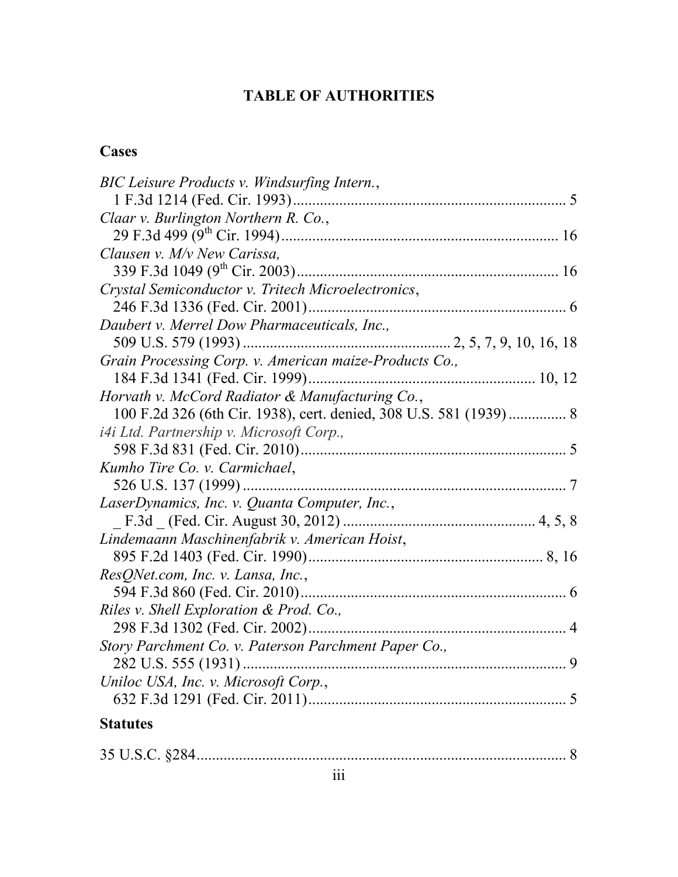# TABLE OF AUTHORITIES

## Cases

*BIC Leisure Products v. Windsurfing Intern.*,
1 F.3d 1214 (Fed. Cir. 1993)....................................................................... 5

*Claar v. Burlington Northern R. Co.*,
29 F.3d 499 (9th Cir. 1994)....................................................................... 16

*Clausen v. M/v New Carissa,*
339 F.3d 1049 (9th Cir. 2003)................................................................... 16

*Crystal Semiconductor v. Tritech Microelectronics*,
246 F.3d 1336 (Fed. Cir. 2001)................................................................... 6

*Daubert v. Merrel Dow Pharmaceuticals, Inc.,*
509 U.S. 579 (1993) ..................................................... 2, 5, 7, 9, 10, 16, 18

*Grain Processing Corp. v. American maize-Products Co.,*
184 F.3d 1341 (Fed. Cir. 1999).......................................................... 10, 12

*Horvath v. McCord Radiator & Manufacturing Co.*,
100 F.2d 326 (6th Cir. 1938), cert. denied, 308 U.S. 581 (1939) ............... 8

*i4i Ltd. Partnership v. Microsoft Corp.,*
598 F.3d 831 (Fed. Cir. 2010)..................................................................... 5

*Kumho Tire Co. v. Carmichael*,
526 U.S. 137 (1999) .................................................................................... 7

*LaserDynamics, Inc. v. Quanta Computer, Inc.*,
_ F.3d _ (Fed. Cir. August 30, 2012) ................................................. 4, 5, 8

*Lindemaann Maschinenfabrik v. American Hoist*,
895 F.2d 1403 (Fed. Cir. 1990)............................................................ 8, 16

*ResQNet.com, Inc. v. Lansa, Inc.*,
594 F.3d 860 (Fed. Cir. 2010)..................................................................... 6

*Riles v. Shell Exploration & Prod. Co.,*
298 F.3d 1302 (Fed. Cir. 2002)................................................................... 4

*Story Parchment Co. v. Paterson Parchment Paper Co.,*
282 U.S. 555 (1931) .................................................................................... 9

*Uniloc USA, Inc. v. Microsoft Corp.*,
632 F.3d 1291 (Fed. Cir. 2011)................................................................... 5

## Statutes

35 U.S.C. §284................................................................................................ 8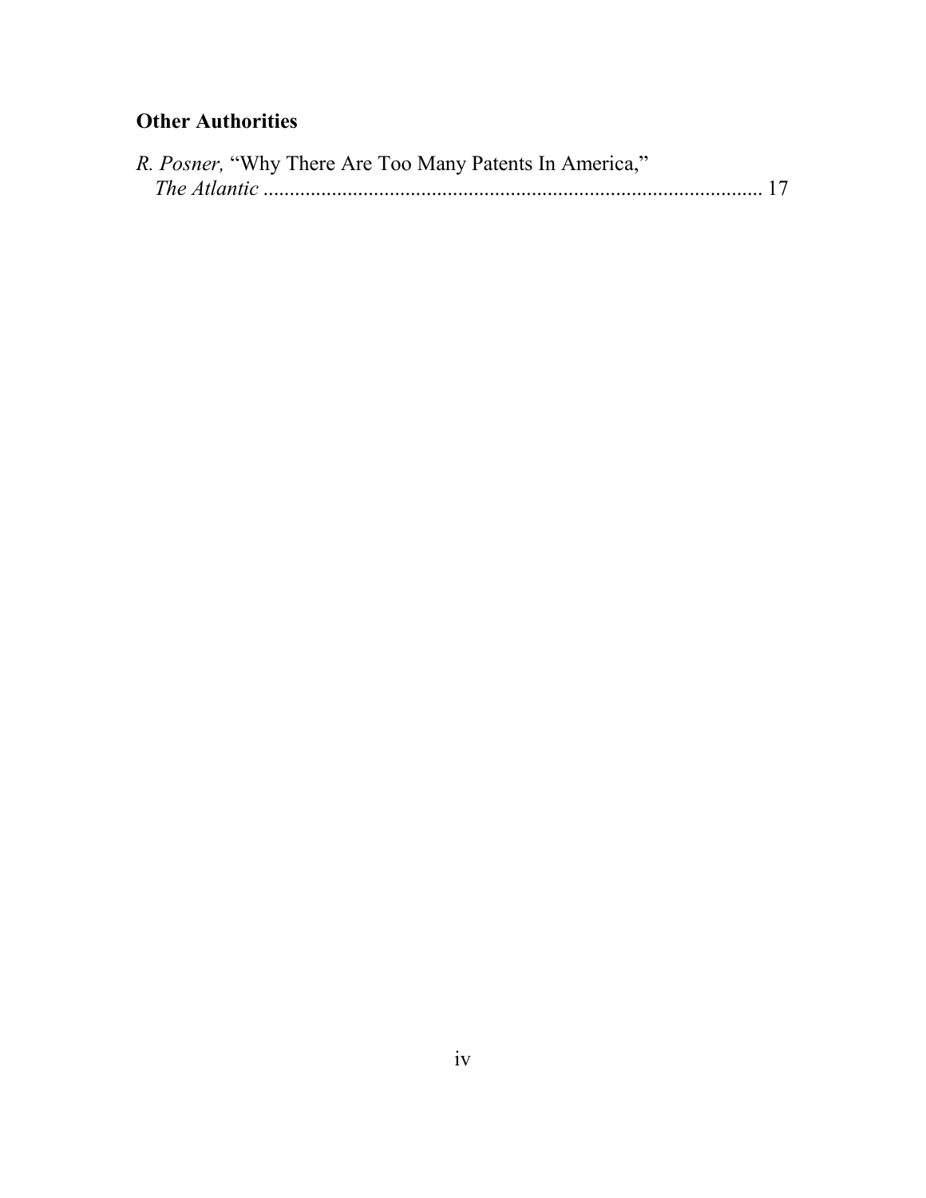## Other Authorities

*R. Posner,* "Why There Are Too Many Patents In America," *The Atlantic* ............................................................................................. 17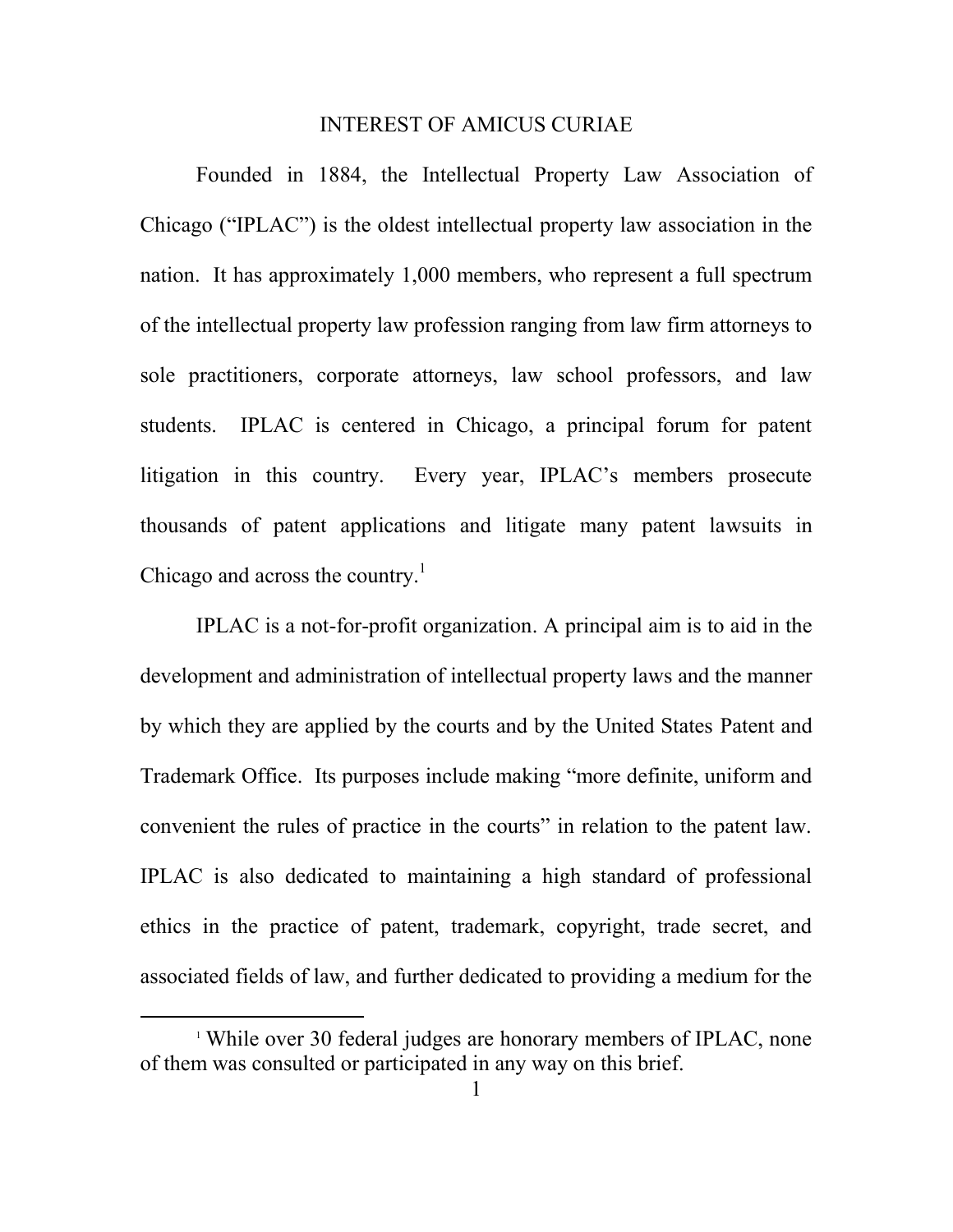## INTEREST OF AMICUS CURIAE

Founded in 1884, the Intellectual Property Law Association of Chicago ("IPLAC") is the oldest intellectual property law association in the nation. It has approximately 1,000 members, who represent a full spectrum of the intellectual property law profession ranging from law firm attorneys to sole practitioners, corporate attorneys, law school professors, and law students. IPLAC is centered in Chicago, a principal forum for patent litigation in this country. Every year, IPLAC's members prosecute thousands of patent applications and litigate many patent lawsuits in Chicago and across the country.[1]

IPLAC is a not-for-profit organization. A principal aim is to aid in the development and administration of intellectual property laws and the manner by which they are applied by the courts and by the United States Patent and Trademark Office. Its purposes include making "more definite, uniform and convenient the rules of practice in the courts" in relation to the patent law. IPLAC is also dedicated to maintaining a high standard of professional ethics in the practice of patent, trademark, copyright, trade secret, and associated fields of law, and further dedicated to providing a medium for the

[1] While over 30 federal judges are honorary members of IPLAC, none of them was consulted or participated in any way on this brief.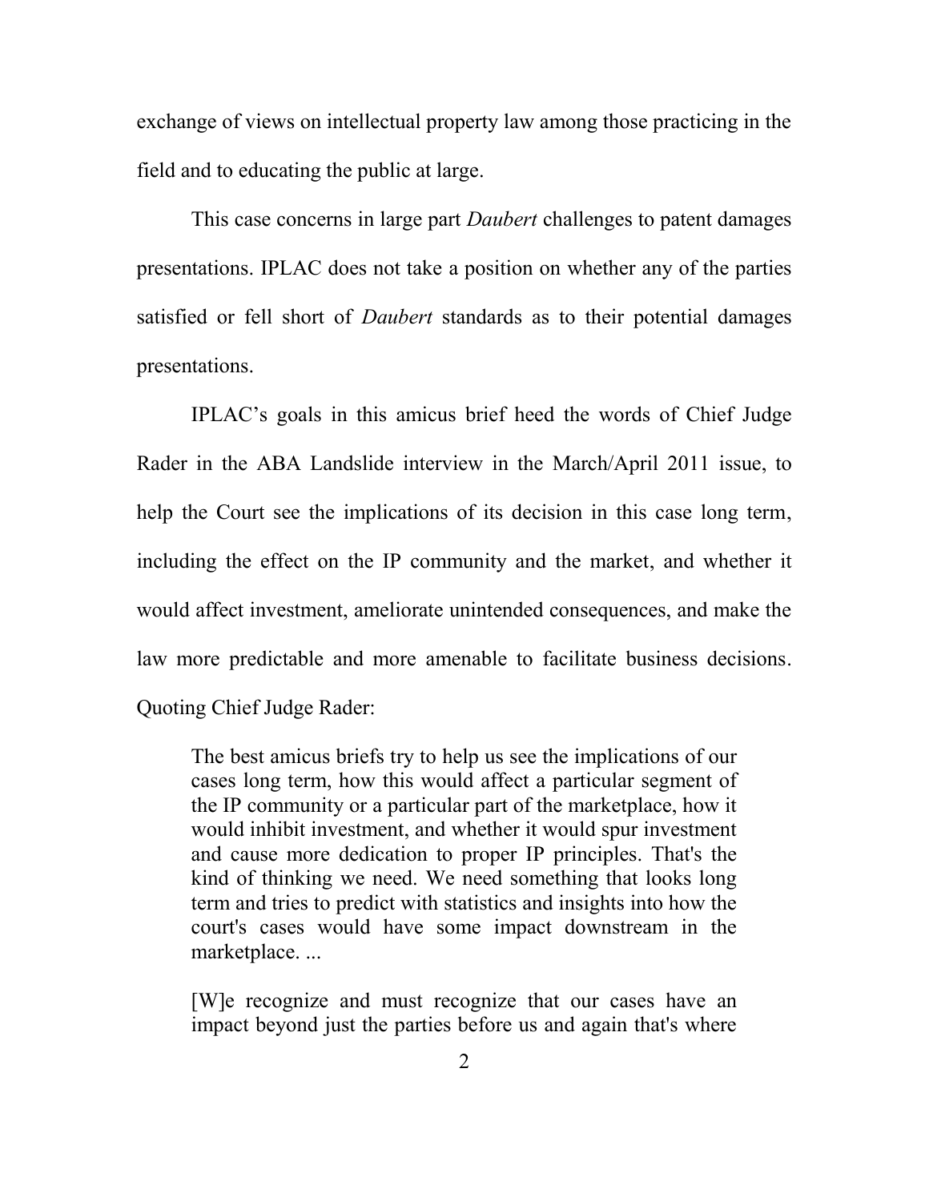exchange of views on intellectual property law among those practicing in the field and to educating the public at large.

This case concerns in large part *Daubert* challenges to patent damages presentations. IPLAC does not take a position on whether any of the parties satisfied or fell short of *Daubert* standards as to their potential damages presentations.

IPLAC's goals in this amicus brief heed the words of Chief Judge Rader in the ABA Landslide interview in the March/April 2011 issue, to help the Court see the implications of its decision in this case long term, including the effect on the IP community and the market, and whether it would affect investment, ameliorate unintended consequences, and make the law more predictable and more amenable to facilitate business decisions. Quoting Chief Judge Rader:

> The best amicus briefs try to help us see the implications of our cases long term, how this would affect a particular segment of the IP community or a particular part of the marketplace, how it would inhibit investment, and whether it would spur investment and cause more dedication to proper IP principles. That's the kind of thinking we need. We need something that looks long term and tries to predict with statistics and insights into how the court's cases would have some impact downstream in the marketplace. ...
>
> [W]e recognize and must recognize that our cases have an impact beyond just the parties before us and again that's where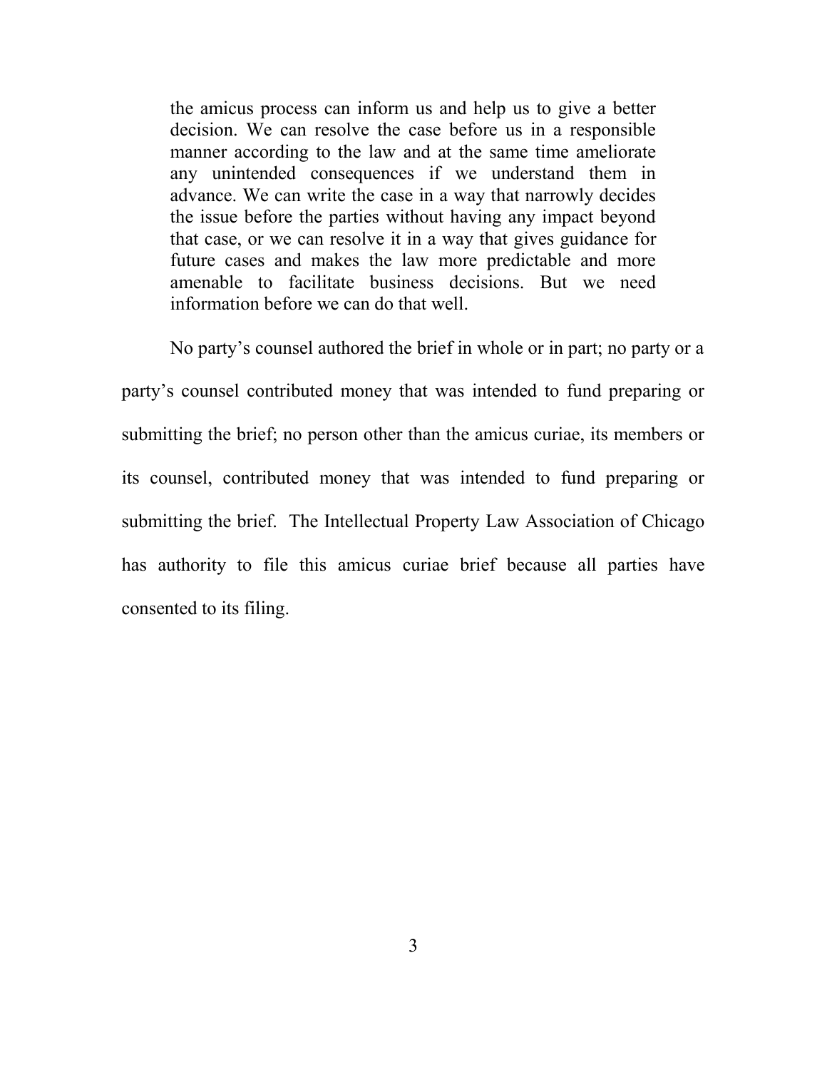> the amicus process can inform us and help us to give a better decision. We can resolve the case before us in a responsible manner according to the law and at the same time ameliorate any unintended consequences if we understand them in advance. We can write the case in a way that narrowly decides the issue before the parties without having any impact beyond that case, or we can resolve it in a way that gives guidance for future cases and makes the law more predictable and more amenable to facilitate business decisions. But we need information before we can do that well.

No party's counsel authored the brief in whole or in part; no party or a party's counsel contributed money that was intended to fund preparing or submitting the brief; no person other than the amicus curiae, its members or its counsel, contributed money that was intended to fund preparing or submitting the brief. The Intellectual Property Law Association of Chicago has authority to file this amicus curiae brief because all parties have consented to its filing.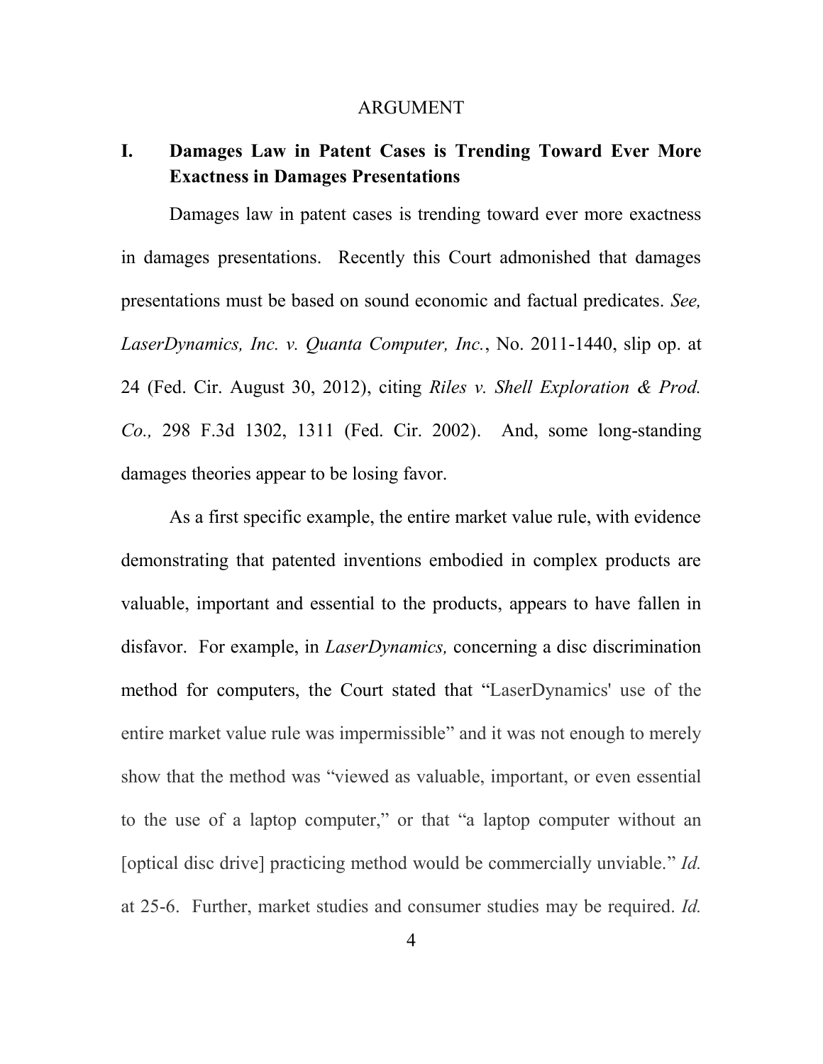ARGUMENT

## I. Damages Law in Patent Cases is Trending Toward Ever More Exactness in Damages Presentations

Damages law in patent cases is trending toward ever more exactness in damages presentations. Recently this Court admonished that damages presentations must be based on sound economic and factual predicates. *See, LaserDynamics, Inc. v. Quanta Computer, Inc.*, No. 2011-1440, slip op. at 24 (Fed. Cir. August 30, 2012), citing *Riles v. Shell Exploration & Prod. Co.,* 298 F.3d 1302, 1311 (Fed. Cir. 2002). And, some long-standing damages theories appear to be losing favor.

As a first specific example, the entire market value rule, with evidence demonstrating that patented inventions embodied in complex products are valuable, important and essential to the products, appears to have fallen in disfavor. For example, in *LaserDynamics,* concerning a disc discrimination method for computers, the Court stated that "LaserDynamics' use of the entire market value rule was impermissible" and it was not enough to merely show that the method was "viewed as valuable, important, or even essential to the use of a laptop computer," or that "a laptop computer without an [optical disc drive] practicing method would be commercially unviable." *Id.* at 25-6. Further, market studies and consumer studies may be required. *Id.*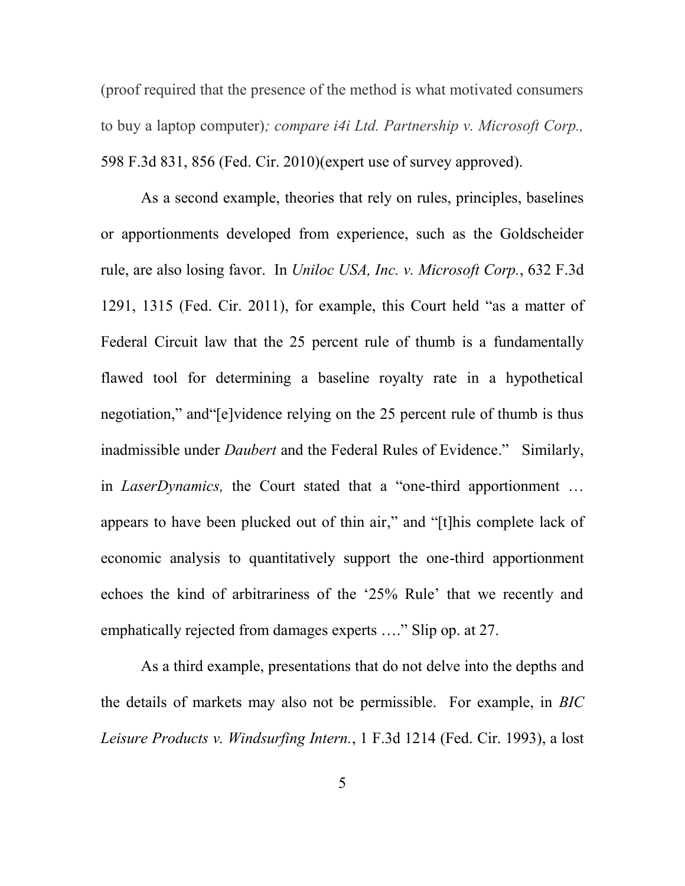(proof required that the presence of the method is what motivated consumers to buy a laptop computer)*; compare i4i Ltd. Partnership v. Microsoft Corp.,* 598 F.3d 831, 856 (Fed. Cir. 2010)(expert use of survey approved).

As a second example, theories that rely on rules, principles, baselines or apportionments developed from experience, such as the Goldscheider rule, are also losing favor. In *Uniloc USA, Inc. v. Microsoft Corp.*, 632 F.3d 1291, 1315 (Fed. Cir. 2011), for example, this Court held "as a matter of Federal Circuit law that the 25 percent rule of thumb is a fundamentally flawed tool for determining a baseline royalty rate in a hypothetical negotiation," and"[e]vidence relying on the 25 percent rule of thumb is thus inadmissible under *Daubert* and the Federal Rules of Evidence." Similarly, in *LaserDynamics,* the Court stated that a "one-third apportionment … appears to have been plucked out of thin air," and "[t]his complete lack of economic analysis to quantitatively support the one-third apportionment echoes the kind of arbitrariness of the '25% Rule' that we recently and emphatically rejected from damages experts …." Slip op. at 27.

As a third example, presentations that do not delve into the depths and the details of markets may also not be permissible. For example, in *BIC Leisure Products v. Windsurfing Intern.*, 1 F.3d 1214 (Fed. Cir. 1993), a lost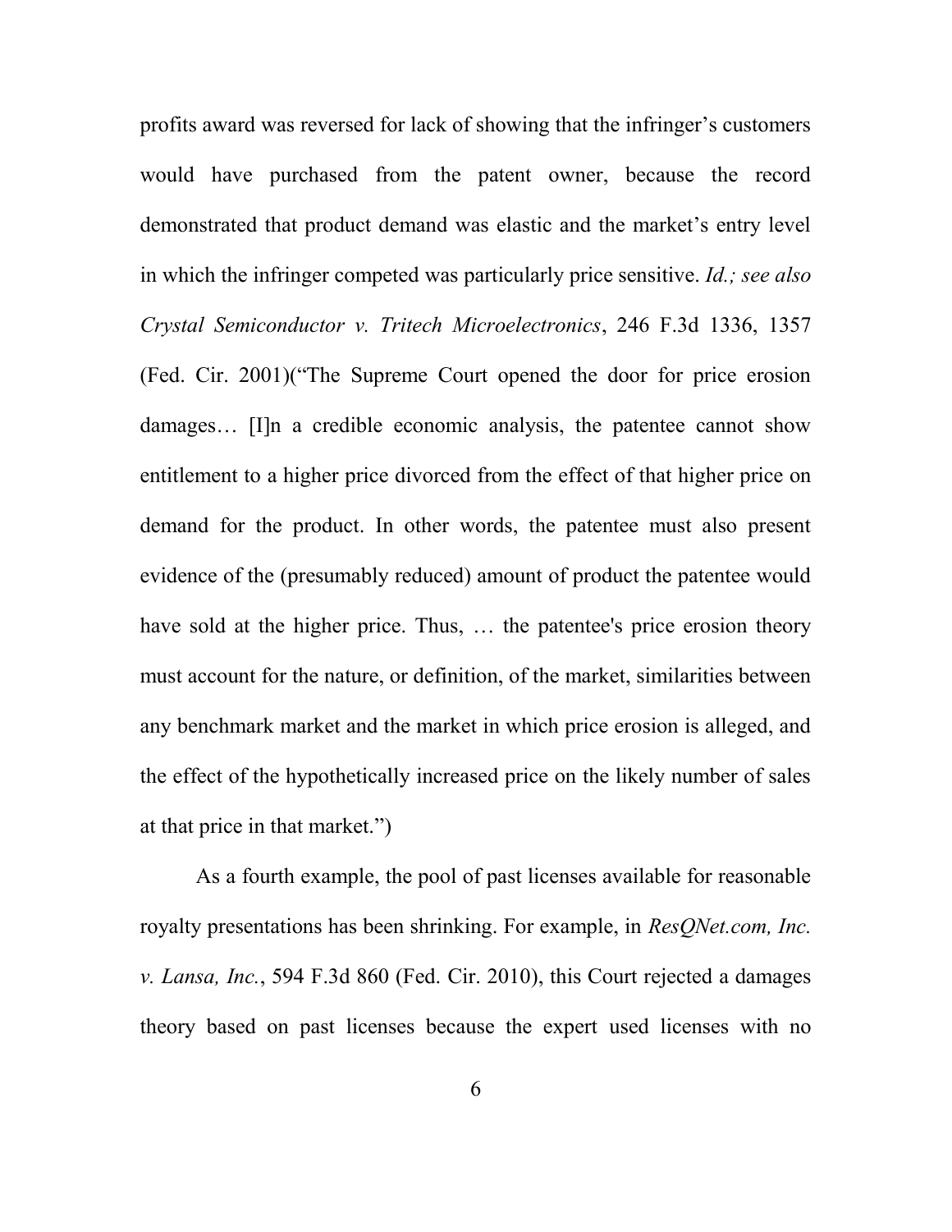profits award was reversed for lack of showing that the infringer's customers would have purchased from the patent owner, because the record demonstrated that product demand was elastic and the market's entry level in which the infringer competed was particularly price sensitive. *Id.; see also Crystal Semiconductor v. Tritech Microelectronics*, 246 F.3d 1336, 1357 (Fed. Cir. 2001)("The Supreme Court opened the door for price erosion damages… [I]n a credible economic analysis, the patentee cannot show entitlement to a higher price divorced from the effect of that higher price on demand for the product. In other words, the patentee must also present evidence of the (presumably reduced) amount of product the patentee would have sold at the higher price. Thus, … the patentee's price erosion theory must account for the nature, or definition, of the market, similarities between any benchmark market and the market in which price erosion is alleged, and the effect of the hypothetically increased price on the likely number of sales at that price in that market.")

As a fourth example, the pool of past licenses available for reasonable royalty presentations has been shrinking. For example, in *ResQNet.com, Inc. v. Lansa, Inc.*, 594 F.3d 860 (Fed. Cir. 2010), this Court rejected a damages theory based on past licenses because the expert used licenses with no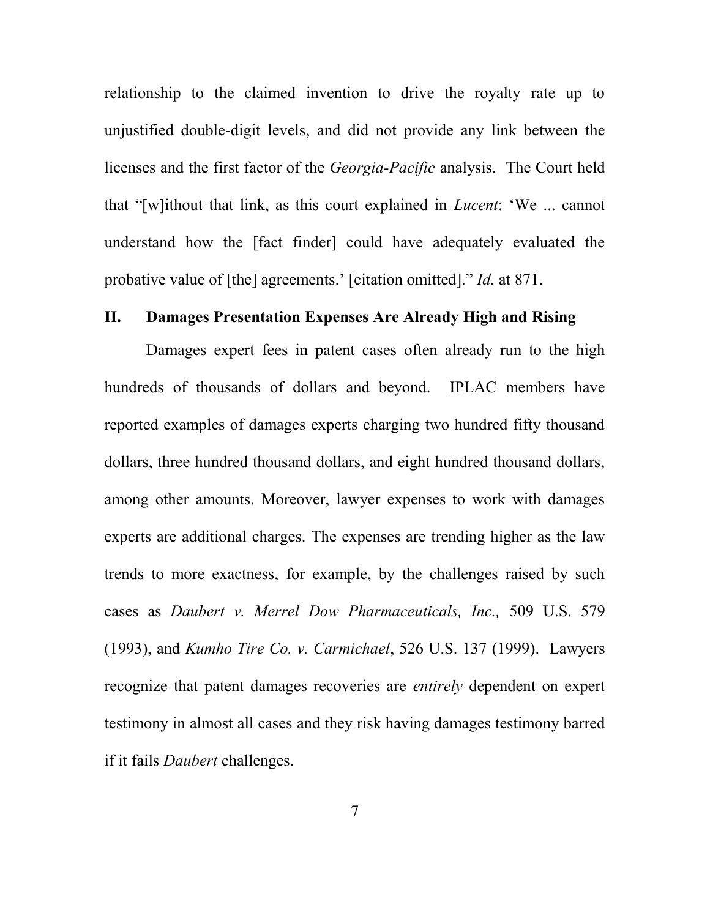relationship to the claimed invention to drive the royalty rate up to unjustified double-digit levels, and did not provide any link between the licenses and the first factor of the *Georgia-Pacific* analysis. The Court held that "[w]ithout that link, as this court explained in *Lucent*: 'We ... cannot understand how the [fact finder] could have adequately evaluated the probative value of [the] agreements.' [citation omitted]." *Id.* at 871.

## II. Damages Presentation Expenses Are Already High and Rising

Damages expert fees in patent cases often already run to the high hundreds of thousands of dollars and beyond. IPLAC members have reported examples of damages experts charging two hundred fifty thousand dollars, three hundred thousand dollars, and eight hundred thousand dollars, among other amounts. Moreover, lawyer expenses to work with damages experts are additional charges. The expenses are trending higher as the law trends to more exactness, for example, by the challenges raised by such cases as *Daubert v. Merrel Dow Pharmaceuticals, Inc.,* 509 U.S. 579 (1993), and *Kumho Tire Co. v. Carmichael*, 526 U.S. 137 (1999). Lawyers recognize that patent damages recoveries are *entirely* dependent on expert testimony in almost all cases and they risk having damages testimony barred if it fails *Daubert* challenges.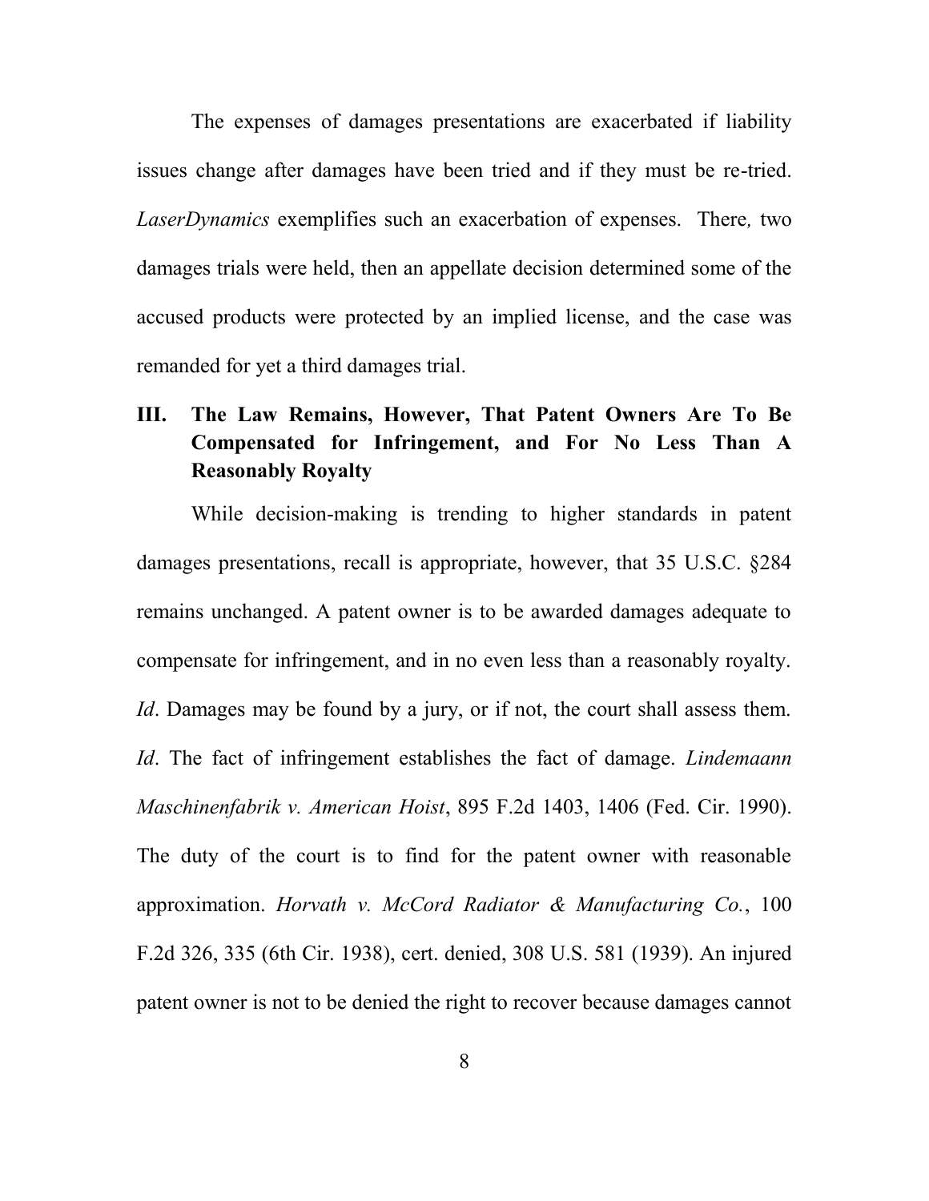The expenses of damages presentations are exacerbated if liability issues change after damages have been tried and if they must be re-tried. *LaserDynamics* exemplifies such an exacerbation of expenses. There*,* two damages trials were held, then an appellate decision determined some of the accused products were protected by an implied license, and the case was remanded for yet a third damages trial.

## III. The Law Remains, However, That Patent Owners Are To Be Compensated for Infringement, and For No Less Than A Reasonably Royalty

While decision-making is trending to higher standards in patent damages presentations, recall is appropriate, however, that 35 U.S.C. §284 remains unchanged. A patent owner is to be awarded damages adequate to compensate for infringement, and in no even less than a reasonably royalty. *Id*. Damages may be found by a jury, or if not, the court shall assess them. *Id*. The fact of infringement establishes the fact of damage. *Lindemaann Maschinenfabrik v. American Hoist*, 895 F.2d 1403, 1406 (Fed. Cir. 1990). The duty of the court is to find for the patent owner with reasonable approximation. *Horvath v. McCord Radiator & Manufacturing Co.*, 100 F.2d 326, 335 (6th Cir. 1938), cert. denied, 308 U.S. 581 (1939). An injured patent owner is not to be denied the right to recover because damages cannot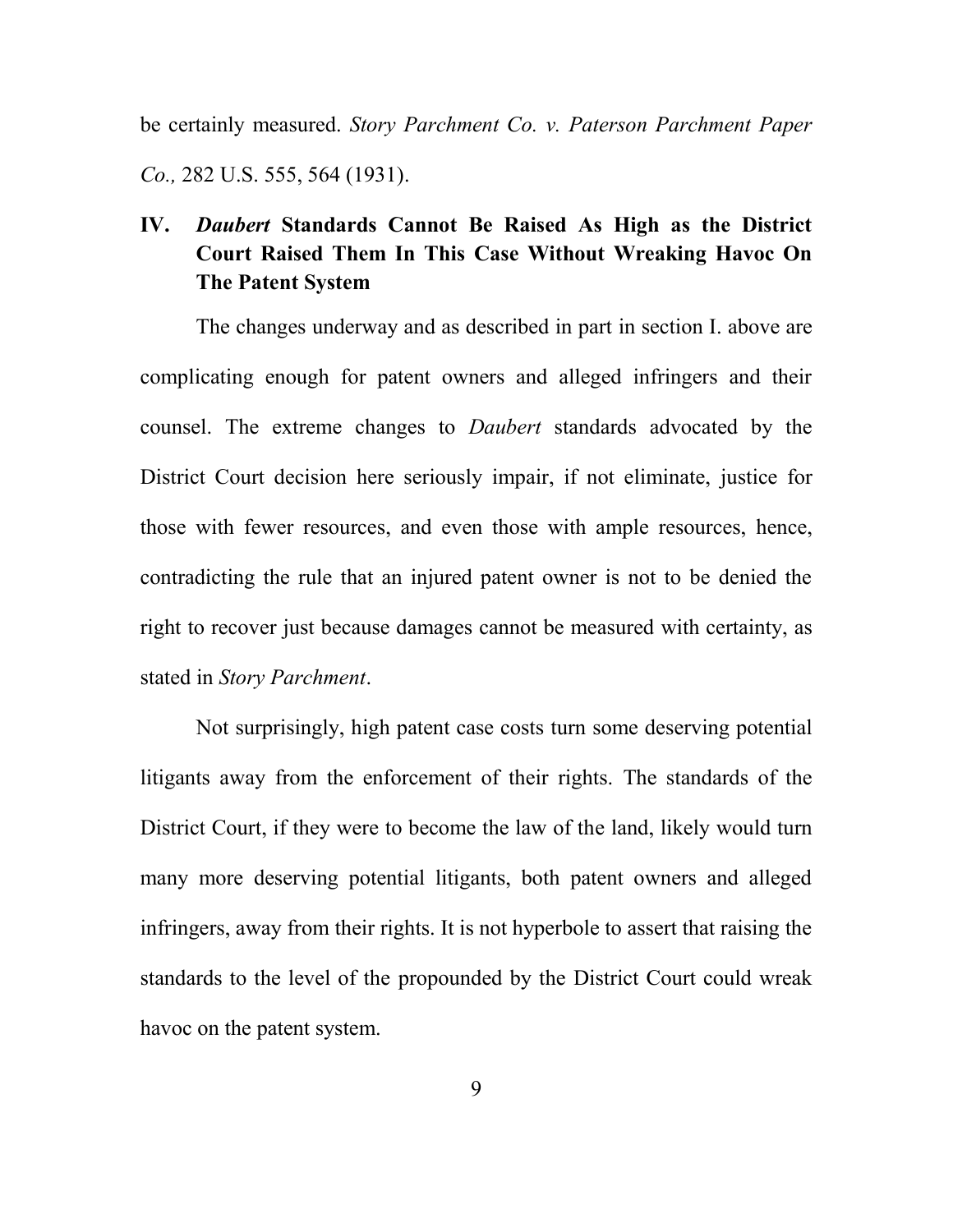be certainly measured. *Story Parchment Co. v. Paterson Parchment Paper Co.,* 282 U.S. 555, 564 (1931).

## IV. *Daubert* Standards Cannot Be Raised As High as the District Court Raised Them In This Case Without Wreaking Havoc On The Patent System

The changes underway and as described in part in section I. above are complicating enough for patent owners and alleged infringers and their counsel. The extreme changes to *Daubert* standards advocated by the District Court decision here seriously impair, if not eliminate, justice for those with fewer resources, and even those with ample resources, hence, contradicting the rule that an injured patent owner is not to be denied the right to recover just because damages cannot be measured with certainty, as stated in *Story Parchment*.

Not surprisingly, high patent case costs turn some deserving potential litigants away from the enforcement of their rights. The standards of the District Court, if they were to become the law of the land, likely would turn many more deserving potential litigants, both patent owners and alleged infringers, away from their rights. It is not hyperbole to assert that raising the standards to the level of the propounded by the District Court could wreak havoc on the patent system.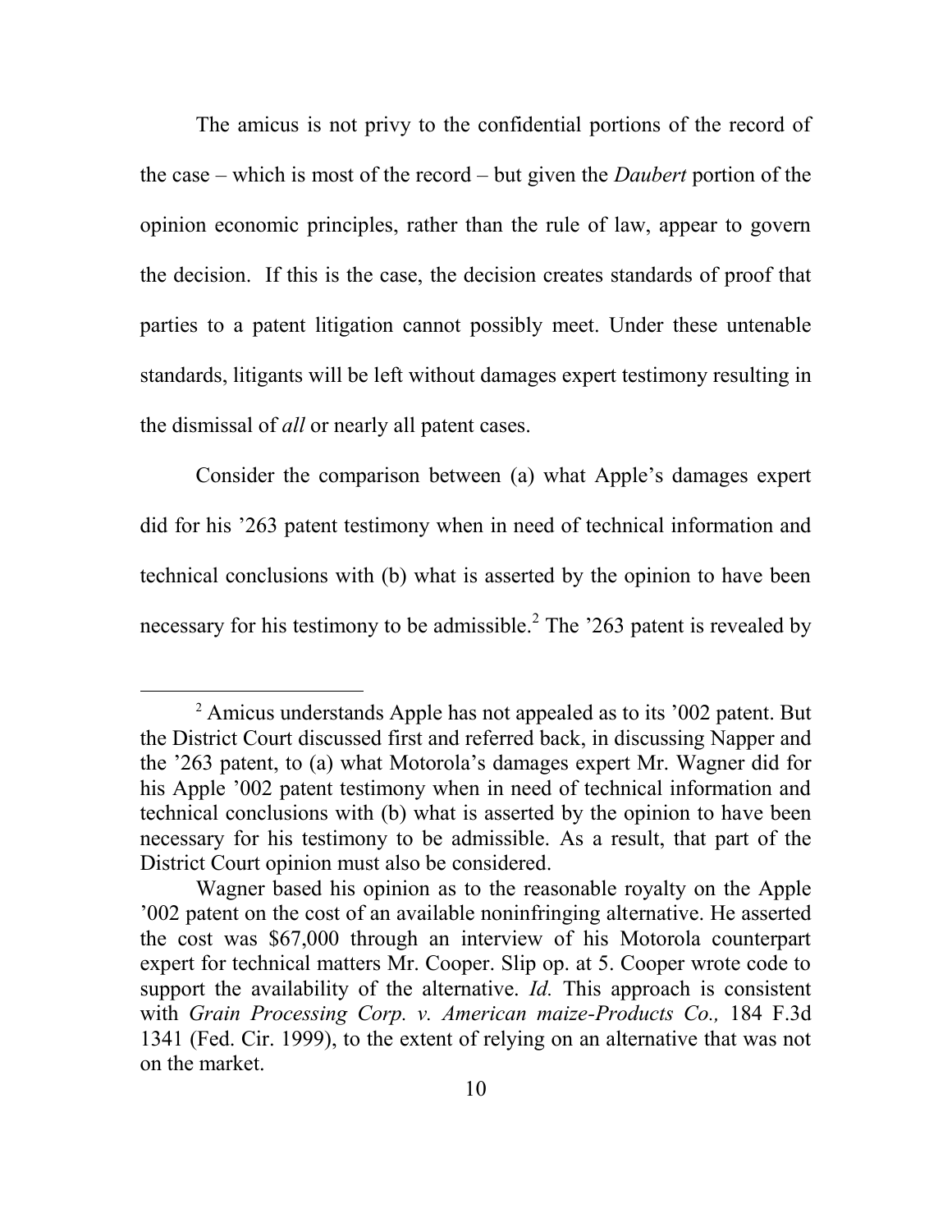The amicus is not privy to the confidential portions of the record of the case – which is most of the record – but given the *Daubert* portion of the opinion economic principles, rather than the rule of law, appear to govern the decision. If this is the case, the decision creates standards of proof that parties to a patent litigation cannot possibly meet. Under these untenable standards, litigants will be left without damages expert testimony resulting in the dismissal of *all* or nearly all patent cases.

Consider the comparison between (a) what Apple's damages expert did for his '263 patent testimony when in need of technical information and technical conclusions with (b) what is asserted by the opinion to have been necessary for his testimony to be admissible.[2] The '263 patent is revealed by

---

[2] Amicus understands Apple has not appealed as to its '002 patent. But the District Court discussed first and referred back, in discussing Napper and the '263 patent, to (a) what Motorola's damages expert Mr. Wagner did for his Apple '002 patent testimony when in need of technical information and technical conclusions with (b) what is asserted by the opinion to have been necessary for his testimony to be admissible. As a result, that part of the District Court opinion must also be considered.

Wagner based his opinion as to the reasonable royalty on the Apple '002 patent on the cost of an available noninfringing alternative. He asserted the cost was $67,000 through an interview of his Motorola counterpart expert for technical matters Mr. Cooper. Slip op. at 5. Cooper wrote code to support the availability of the alternative. *Id.* This approach is consistent with *Grain Processing Corp. v. American maize-Products Co.,* 184 F.3d 1341 (Fed. Cir. 1999), to the extent of relying on an alternative that was not on the market.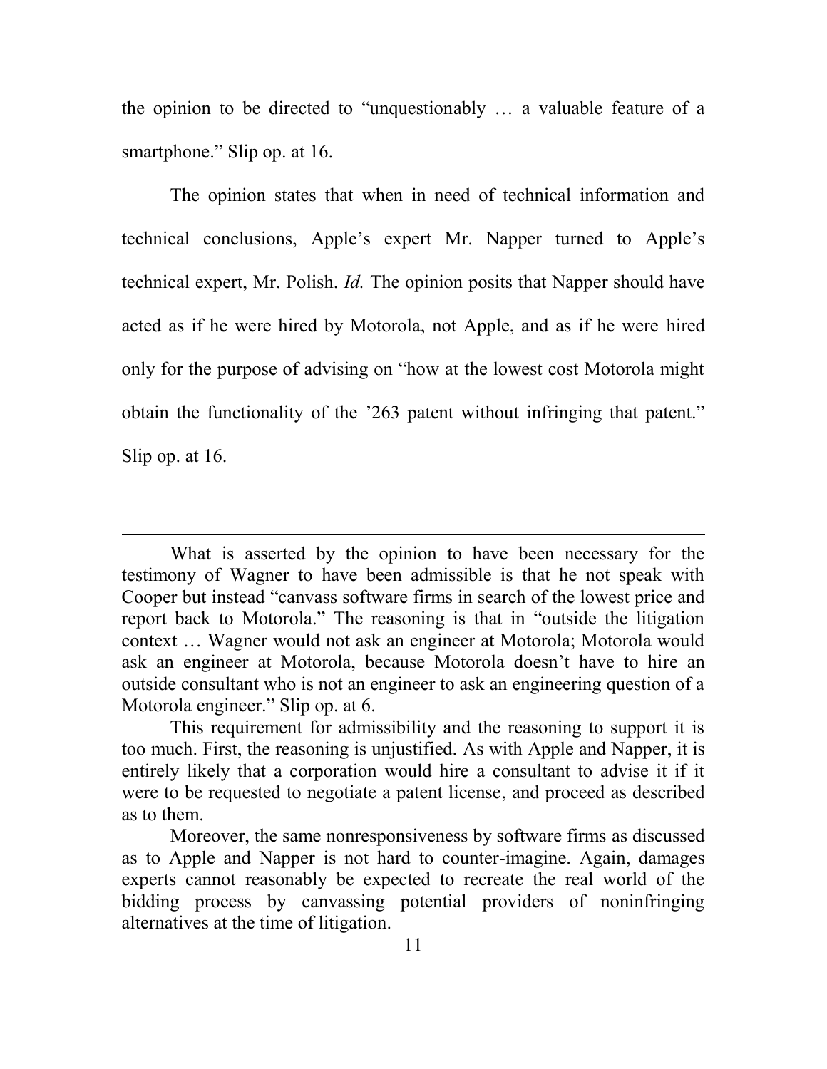the opinion to be directed to "unquestionably … a valuable feature of a smartphone." Slip op. at 16.

The opinion states that when in need of technical information and technical conclusions, Apple's expert Mr. Napper turned to Apple's technical expert, Mr. Polish. *Id.* The opinion posits that Napper should have acted as if he were hired by Motorola, not Apple, and as if he were hired only for the purpose of advising on "how at the lowest cost Motorola might obtain the functionality of the '263 patent without infringing that patent." Slip op. at 16.

---

What is asserted by the opinion to have been necessary for the testimony of Wagner to have been admissible is that he not speak with Cooper but instead "canvass software firms in search of the lowest price and report back to Motorola." The reasoning is that in "outside the litigation context … Wagner would not ask an engineer at Motorola; Motorola would ask an engineer at Motorola, because Motorola doesn't have to hire an outside consultant who is not an engineer to ask an engineering question of a Motorola engineer." Slip op. at 6.

This requirement for admissibility and the reasoning to support it is too much. First, the reasoning is unjustified. As with Apple and Napper, it is entirely likely that a corporation would hire a consultant to advise it if it were to be requested to negotiate a patent license, and proceed as described as to them.

Moreover, the same nonresponsiveness by software firms as discussed as to Apple and Napper is not hard to counter-imagine. Again, damages experts cannot reasonably be expected to recreate the real world of the bidding process by canvassing potential providers of noninfringing alternatives at the time of litigation.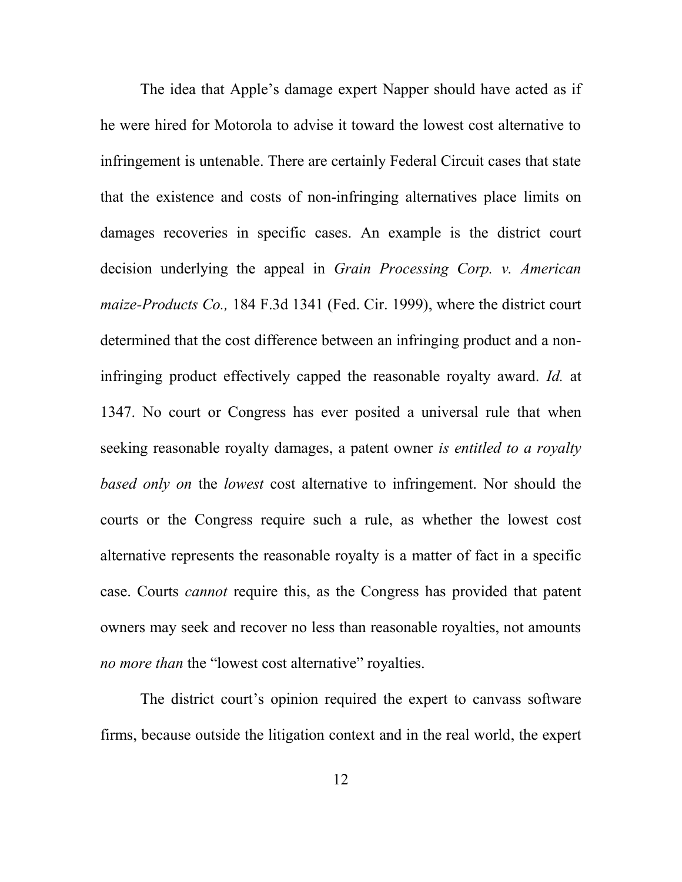The idea that Apple's damage expert Napper should have acted as if he were hired for Motorola to advise it toward the lowest cost alternative to infringement is untenable. There are certainly Federal Circuit cases that state that the existence and costs of non-infringing alternatives place limits on damages recoveries in specific cases. An example is the district court decision underlying the appeal in *Grain Processing Corp. v. American maize-Products Co.,* 184 F.3d 1341 (Fed. Cir. 1999), where the district court determined that the cost difference between an infringing product and a non-infringing product effectively capped the reasonable royalty award. *Id.* at 1347. No court or Congress has ever posited a universal rule that when seeking reasonable royalty damages, a patent owner *is entitled to a royalty based only on* the *lowest* cost alternative to infringement. Nor should the courts or the Congress require such a rule, as whether the lowest cost alternative represents the reasonable royalty is a matter of fact in a specific case. Courts *cannot* require this, as the Congress has provided that patent owners may seek and recover no less than reasonable royalties, not amounts *no more than* the "lowest cost alternative" royalties.

The district court's opinion required the expert to canvass software firms, because outside the litigation context and in the real world, the expert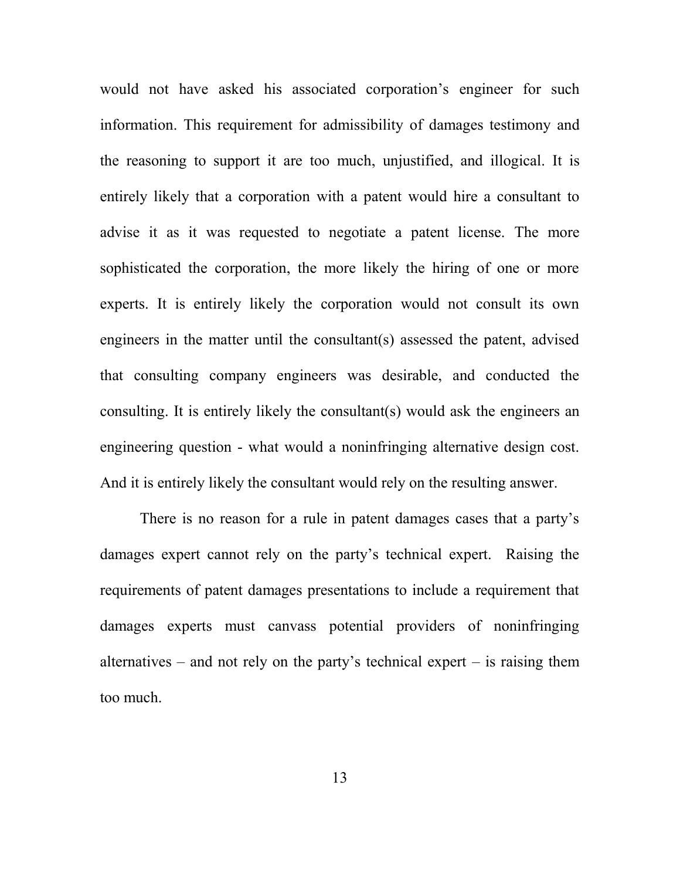would not have asked his associated corporation's engineer for such information. This requirement for admissibility of damages testimony and the reasoning to support it are too much, unjustified, and illogical. It is entirely likely that a corporation with a patent would hire a consultant to advise it as it was requested to negotiate a patent license. The more sophisticated the corporation, the more likely the hiring of one or more experts. It is entirely likely the corporation would not consult its own engineers in the matter until the consultant(s) assessed the patent, advised that consulting company engineers was desirable, and conducted the consulting. It is entirely likely the consultant(s) would ask the engineers an engineering question - what would a noninfringing alternative design cost. And it is entirely likely the consultant would rely on the resulting answer.

There is no reason for a rule in patent damages cases that a party's damages expert cannot rely on the party's technical expert. Raising the requirements of patent damages presentations to include a requirement that damages experts must canvass potential providers of noninfringing alternatives – and not rely on the party's technical expert – is raising them too much.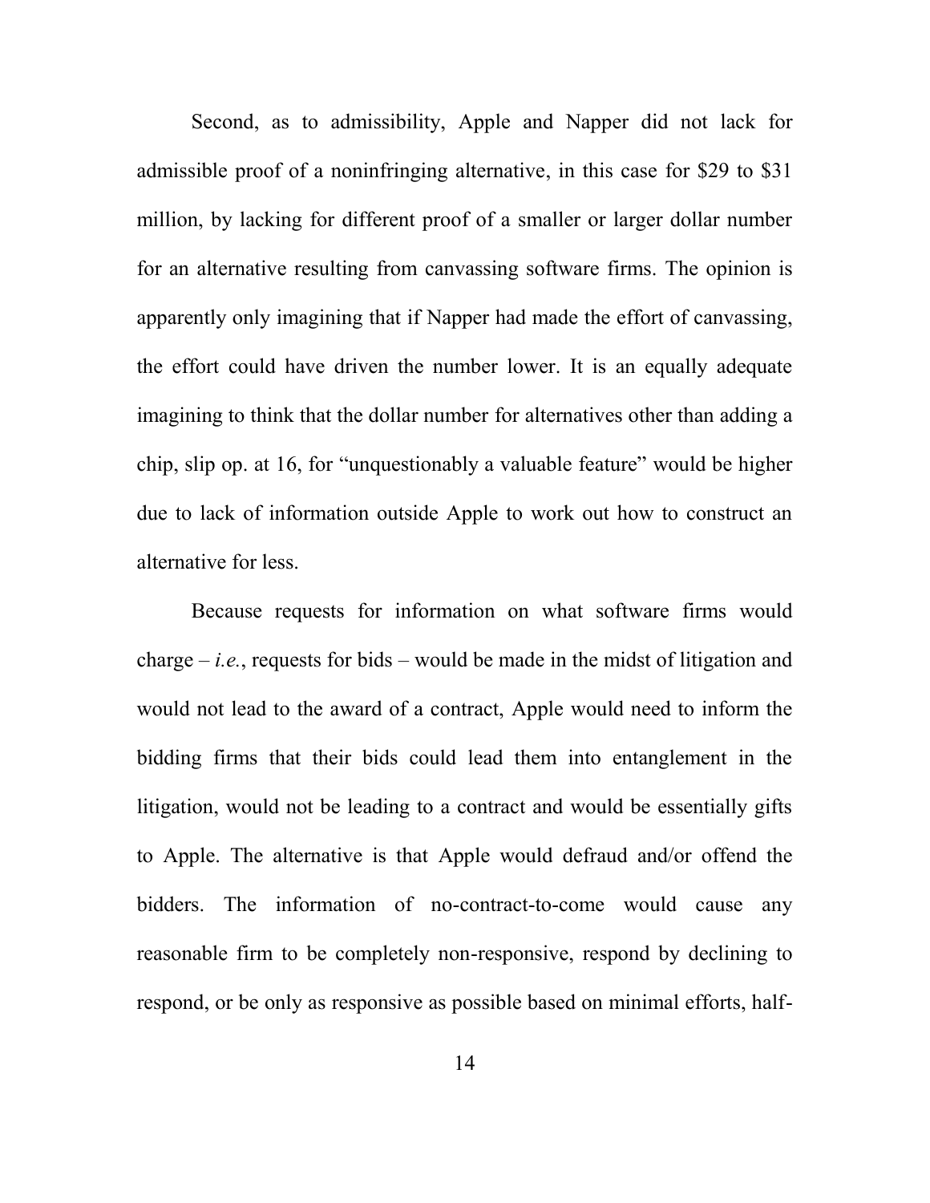Second, as to admissibility, Apple and Napper did not lack for admissible proof of a noninfringing alternative, in this case for $29 to $31 million, by lacking for different proof of a smaller or larger dollar number for an alternative resulting from canvassing software firms. The opinion is apparently only imagining that if Napper had made the effort of canvassing, the effort could have driven the number lower. It is an equally adequate imagining to think that the dollar number for alternatives other than adding a chip, slip op. at 16, for "unquestionably a valuable feature" would be higher due to lack of information outside Apple to work out how to construct an alternative for less.

Because requests for information on what software firms would charge – *i.e.*, requests for bids – would be made in the midst of litigation and would not lead to the award of a contract, Apple would need to inform the bidding firms that their bids could lead them into entanglement in the litigation, would not be leading to a contract and would be essentially gifts to Apple. The alternative is that Apple would defraud and/or offend the bidders. The information of no-contract-to-come would cause any reasonable firm to be completely non-responsive, respond by declining to respond, or be only as responsive as possible based on minimal efforts, half-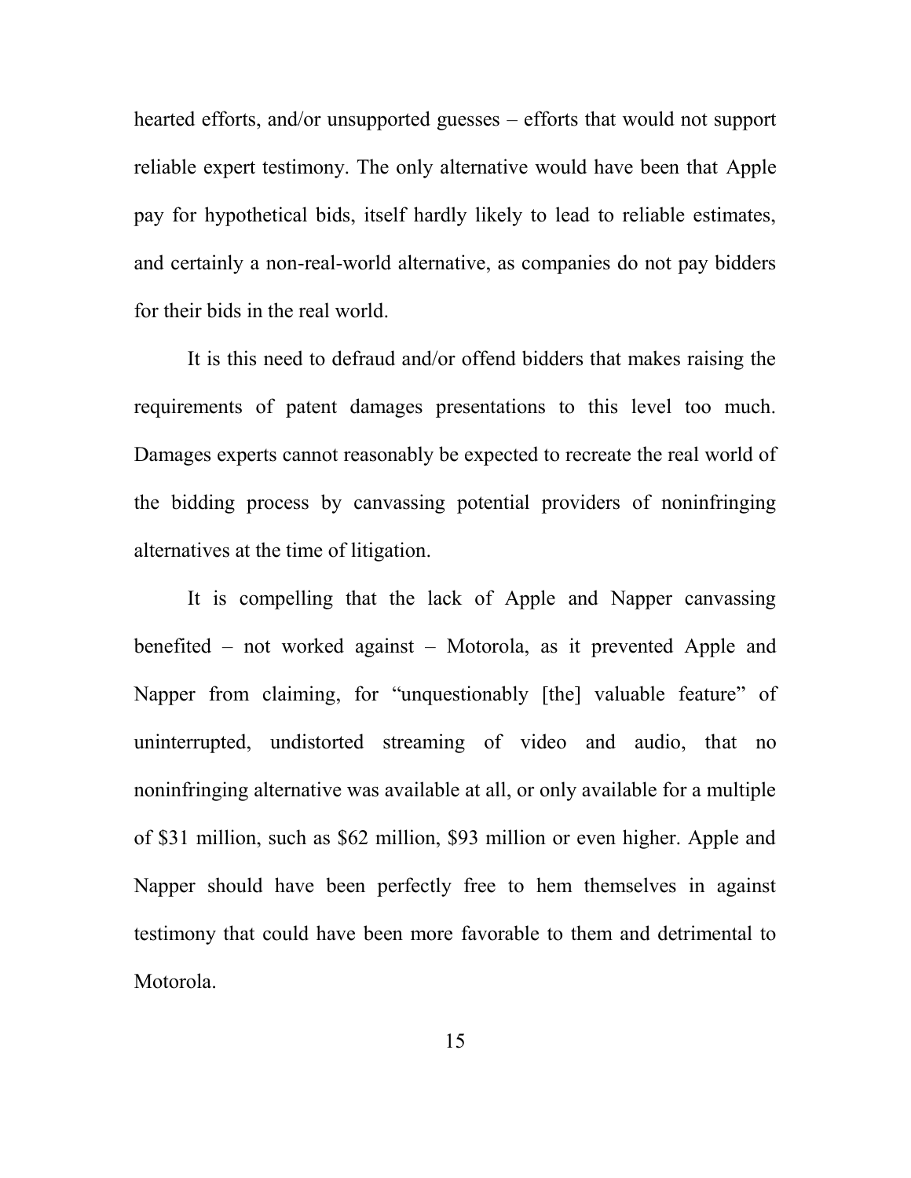hearted efforts, and/or unsupported guesses – efforts that would not support reliable expert testimony. The only alternative would have been that Apple pay for hypothetical bids, itself hardly likely to lead to reliable estimates, and certainly a non-real-world alternative, as companies do not pay bidders for their bids in the real world.

It is this need to defraud and/or offend bidders that makes raising the requirements of patent damages presentations to this level too much. Damages experts cannot reasonably be expected to recreate the real world of the bidding process by canvassing potential providers of noninfringing alternatives at the time of litigation.

It is compelling that the lack of Apple and Napper canvassing benefited – not worked against – Motorola, as it prevented Apple and Napper from claiming, for "unquestionably [the] valuable feature" of uninterrupted, undistorted streaming of video and audio, that no noninfringing alternative was available at all, or only available for a multiple of $31 million, such as $62 million, $93 million or even higher. Apple and Napper should have been perfectly free to hem themselves in against testimony that could have been more favorable to them and detrimental to Motorola.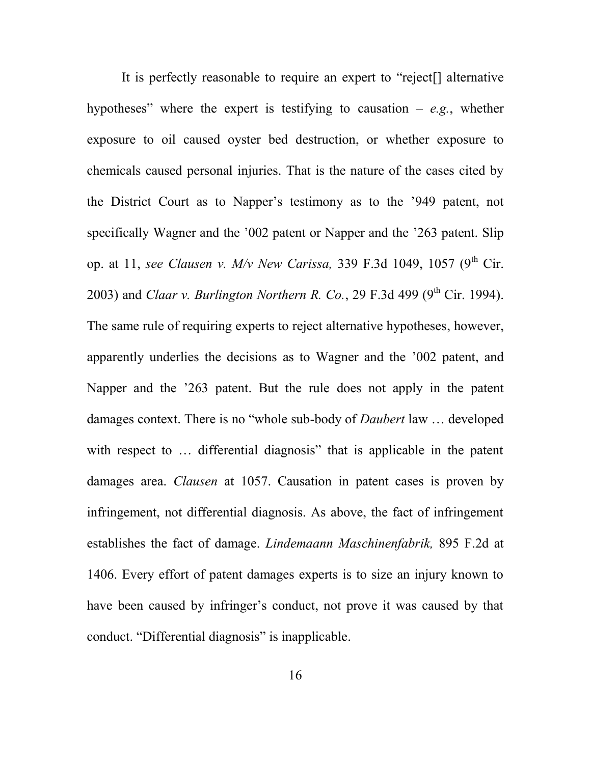It is perfectly reasonable to require an expert to "reject[] alternative hypotheses" where the expert is testifying to causation – *e.g.*, whether exposure to oil caused oyster bed destruction, or whether exposure to chemicals caused personal injuries. That is the nature of the cases cited by the District Court as to Napper's testimony as to the '949 patent, not specifically Wagner and the '002 patent or Napper and the '263 patent. Slip op. at 11, *see Clausen v. M/v New Carissa,* 339 F.3d 1049, 1057 (9th Cir. 2003) and *Claar v. Burlington Northern R. Co.*, 29 F.3d 499 (9th Cir. 1994). The same rule of requiring experts to reject alternative hypotheses, however, apparently underlies the decisions as to Wagner and the '002 patent, and Napper and the '263 patent. But the rule does not apply in the patent damages context. There is no "whole sub-body of *Daubert* law … developed with respect to … differential diagnosis" that is applicable in the patent damages area. *Clausen* at 1057. Causation in patent cases is proven by infringement, not differential diagnosis. As above, the fact of infringement establishes the fact of damage. *Lindemaann Maschinenfabrik,* 895 F.2d at 1406. Every effort of patent damages experts is to size an injury known to have been caused by infringer's conduct, not prove it was caused by that conduct. "Differential diagnosis" is inapplicable.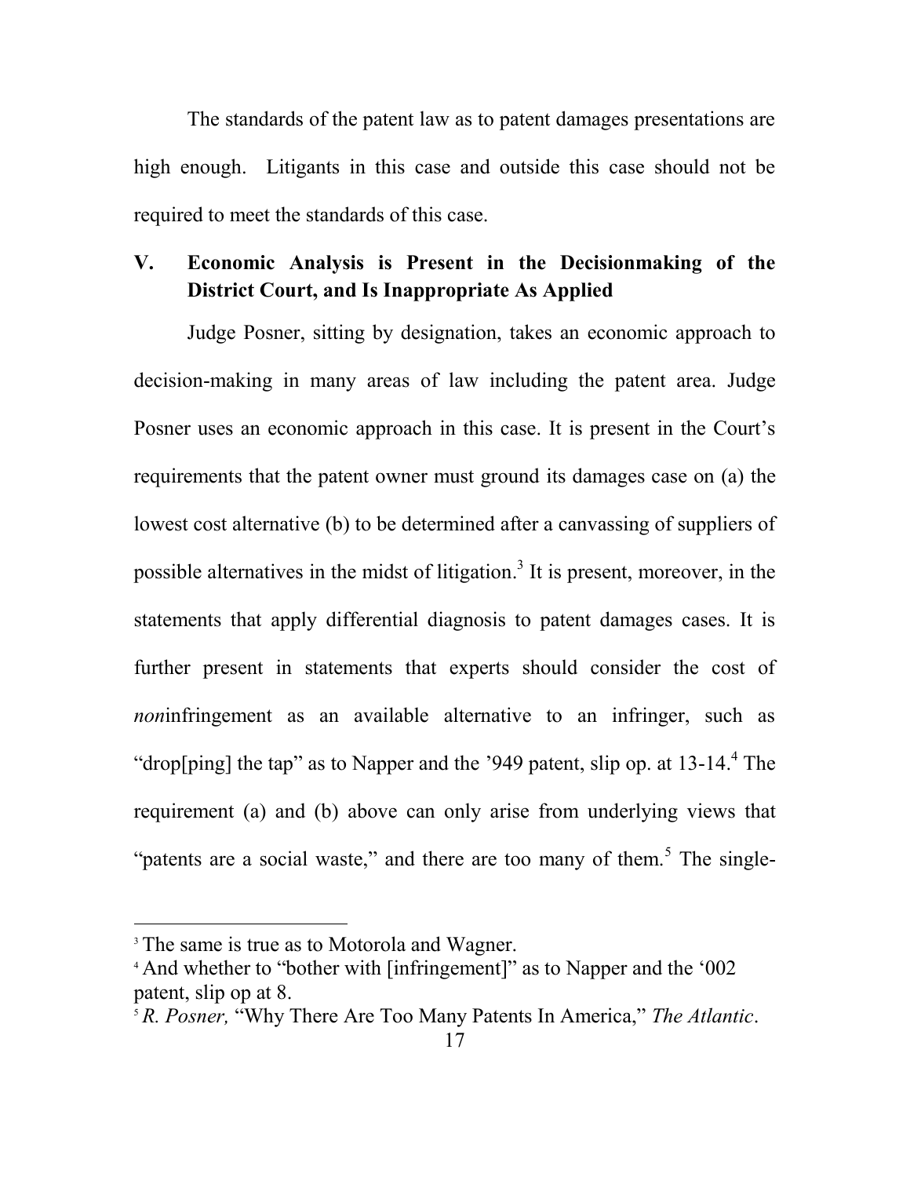The standards of the patent law as to patent damages presentations are high enough. Litigants in this case and outside this case should not be required to meet the standards of this case.

## V. Economic Analysis is Present in the Decisionmaking of the District Court, and Is Inappropriate As Applied

Judge Posner, sitting by designation, takes an economic approach to decision-making in many areas of law including the patent area. Judge Posner uses an economic approach in this case. It is present in the Court's requirements that the patent owner must ground its damages case on (a) the lowest cost alternative (b) to be determined after a canvassing of suppliers of possible alternatives in the midst of litigation.[3] It is present, moreover, in the statements that apply differential diagnosis to patent damages cases. It is further present in statements that experts should consider the cost of *non*infringement as an available alternative to an infringer, such as "drop[ping] the tap" as to Napper and the '949 patent, slip op. at 13-14.[4] The requirement (a) and (b) above can only arise from underlying views that "patents are a social waste," and there are too many of them.[5] The single-

---

[3] The same is true as to Motorola and Wagner.

[4] And whether to "bother with [infringement]" as to Napper and the '002 patent, slip op at 8.

[5] *R. Posner,* "Why There Are Too Many Patents In America," *The Atlantic*.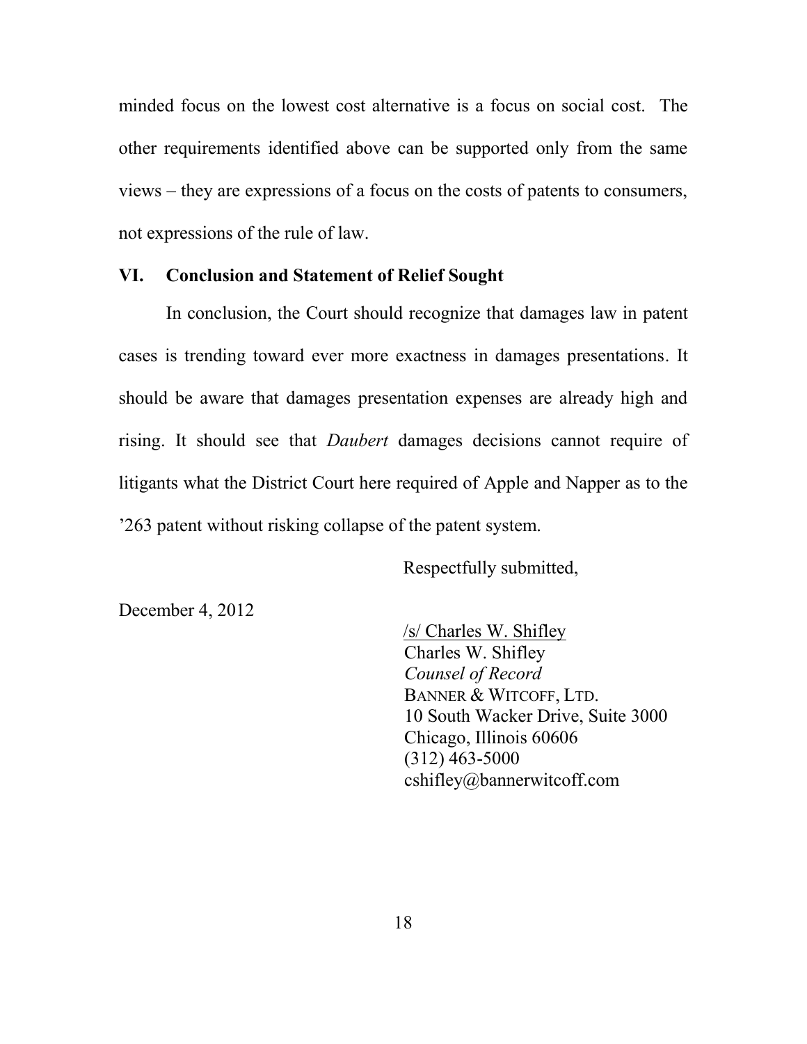minded focus on the lowest cost alternative is a focus on social cost. The other requirements identified above can be supported only from the same views – they are expressions of a focus on the costs of patents to consumers, not expressions of the rule of law.

## VI. Conclusion and Statement of Relief Sought

In conclusion, the Court should recognize that damages law in patent cases is trending toward ever more exactness in damages presentations. It should be aware that damages presentation expenses are already high and rising. It should see that *Daubert* damages decisions cannot require of litigants what the District Court here required of Apple and Napper as to the '263 patent without risking collapse of the patent system.

Respectfully submitted,

December 4, 2012

/s/ Charles W. Shifley
Charles W. Shifley
*Counsel of Record*
BANNER & WITCOFF, LTD.
10 South Wacker Drive, Suite 3000
Chicago, Illinois 60606
(312) 463-5000
cshifley@bannerwitcoff.com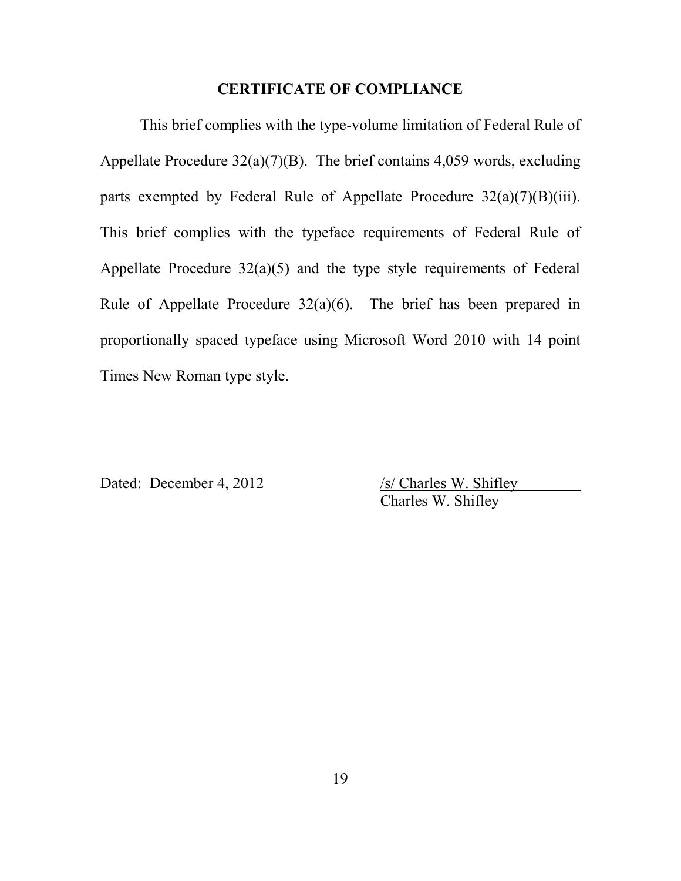## CERTIFICATE OF COMPLIANCE

This brief complies with the type-volume limitation of Federal Rule of Appellate Procedure 32(a)(7)(B). The brief contains 4,059 words, excluding parts exempted by Federal Rule of Appellate Procedure 32(a)(7)(B)(iii). This brief complies with the typeface requirements of Federal Rule of Appellate Procedure 32(a)(5) and the type style requirements of Federal Rule of Appellate Procedure 32(a)(6). The brief has been prepared in proportionally spaced typeface using Microsoft Word 2010 with 14 point Times New Roman type style.

Dated: December 4, 2012

/s/ Charles W. Shifley
Charles W. Shifley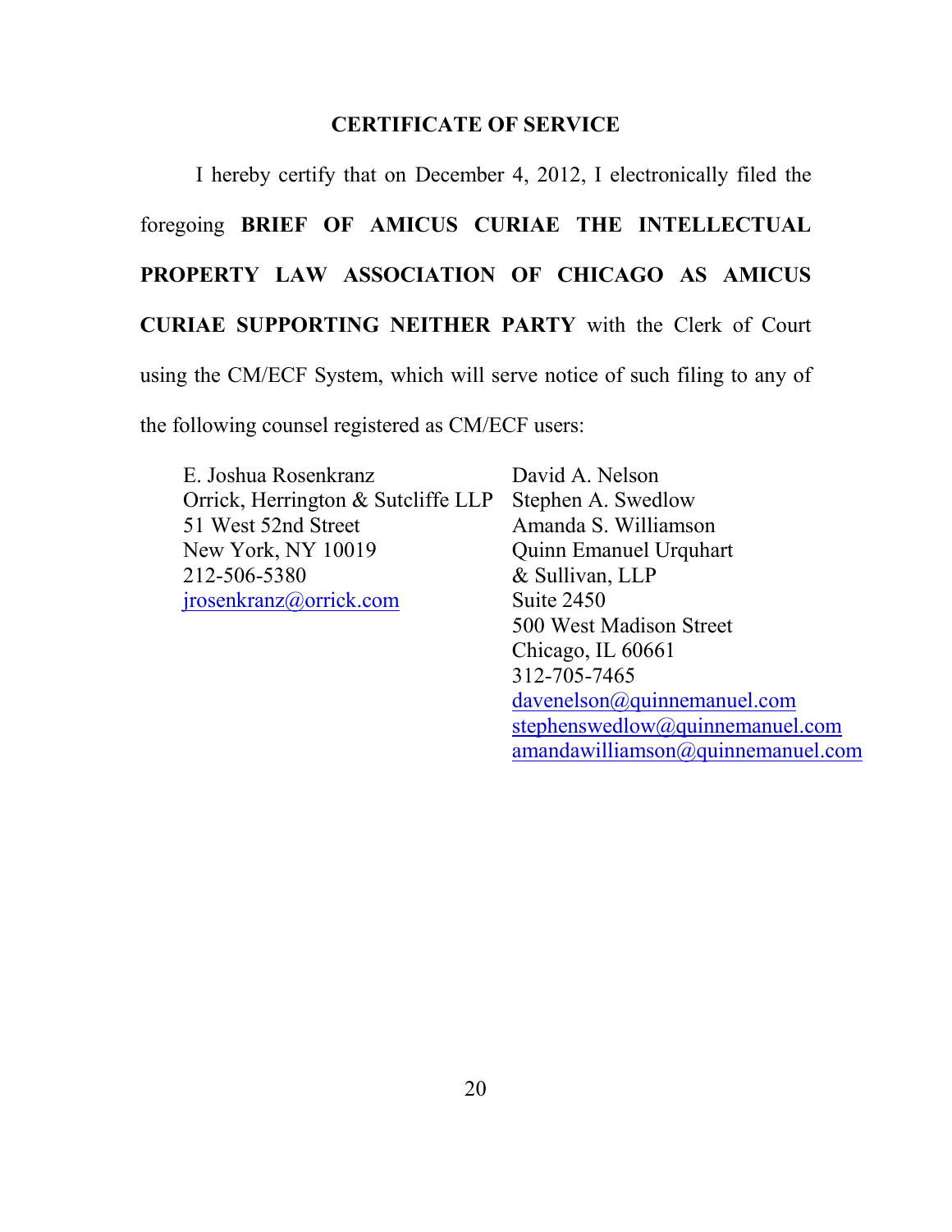## CERTIFICATE OF SERVICE

I hereby certify that on December 4, 2012, I electronically filed the foregoing **BRIEF OF AMICUS CURIAE THE INTELLECTUAL PROPERTY LAW ASSOCIATION OF CHICAGO AS AMICUS CURIAE SUPPORTING NEITHER PARTY** with the Clerk of Court using the CM/ECF System, which will serve notice of such filing to any of the following counsel registered as CM/ECF users:

E. Joshua Rosenkranz
Orrick, Herrington & Sutcliffe LLP
51 West 52nd Street
New York, NY 10019
212-506-5380
jrosenkranz@orrick.com

David A. Nelson
Stephen A. Swedlow
Amanda S. Williamson
Quinn Emanuel Urquhart & Sullivan, LLP
Suite 2450
500 West Madison Street
Chicago, IL 60661
312-705-7465
davenelson@quinnemanuel.com
stephenswedlow@quinnemanuel.com
amandawilliamson@quinnemanuel.com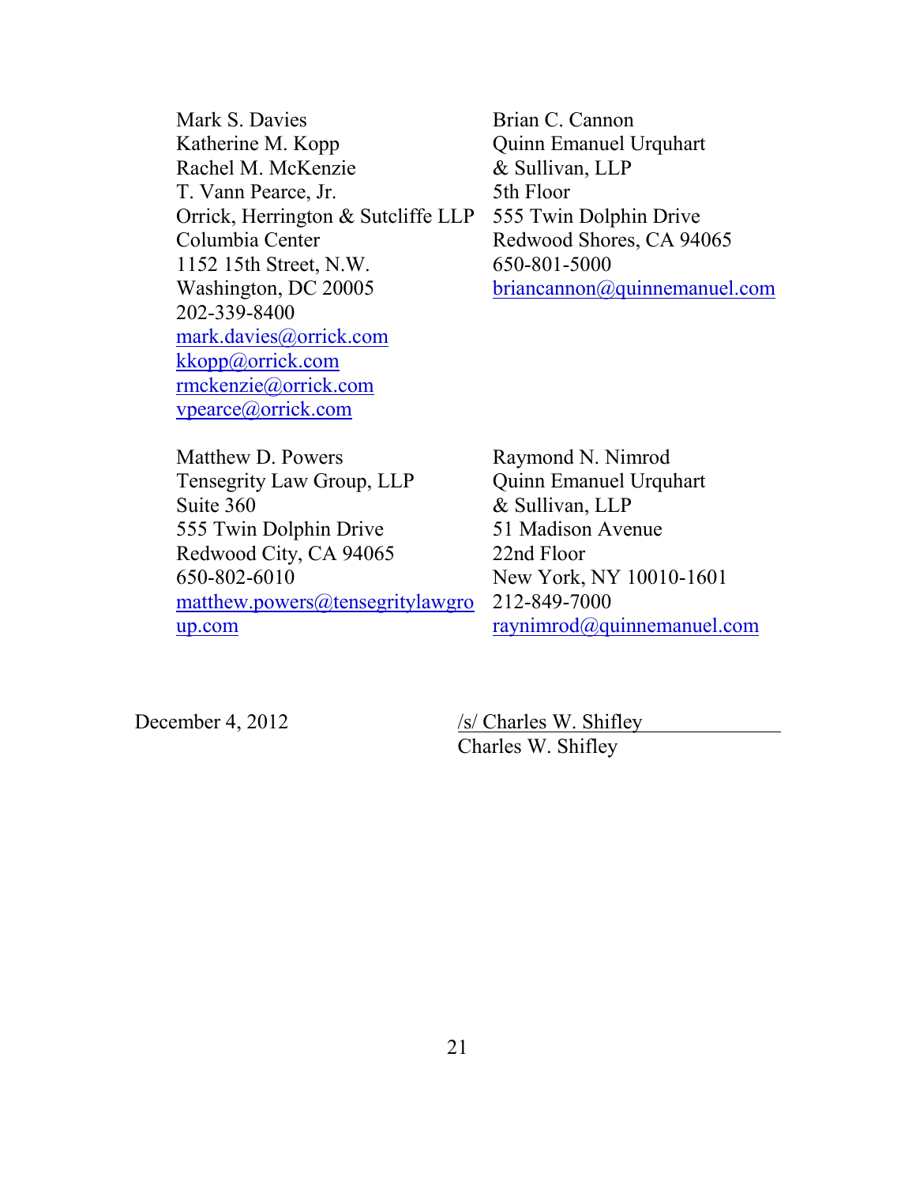Mark S. Davies
Katherine M. Kopp
Rachel M. McKenzie
T. Vann Pearce, Jr.
Orrick, Herrington & Sutcliffe LLP
Columbia Center
1152 15th Street, N.W.
Washington, DC 20005
202-339-8400
mark.davies@orrick.com
kkopp@orrick.com
rmckenzie@orrick.com
vpearce@orrick.com

Brian C. Cannon
Quinn Emanuel Urquhart
& Sullivan, LLP
5th Floor
555 Twin Dolphin Drive
Redwood Shores, CA 94065
650-801-5000
briancannon@quinnemanuel.com

Matthew D. Powers
Tensegrity Law Group, LLP
Suite 360
555 Twin Dolphin Drive
Redwood City, CA 94065
650-802-6010
matthew.powers@tensegritylawgroup.com

Raymond N. Nimrod
Quinn Emanuel Urquhart
& Sullivan, LLP
51 Madison Avenue
22nd Floor
New York, NY 10010-1601
212-849-7000
raynimrod@quinnemanuel.com

December 4, 2012

/s/ Charles W. Shifley
Charles W. Shifley